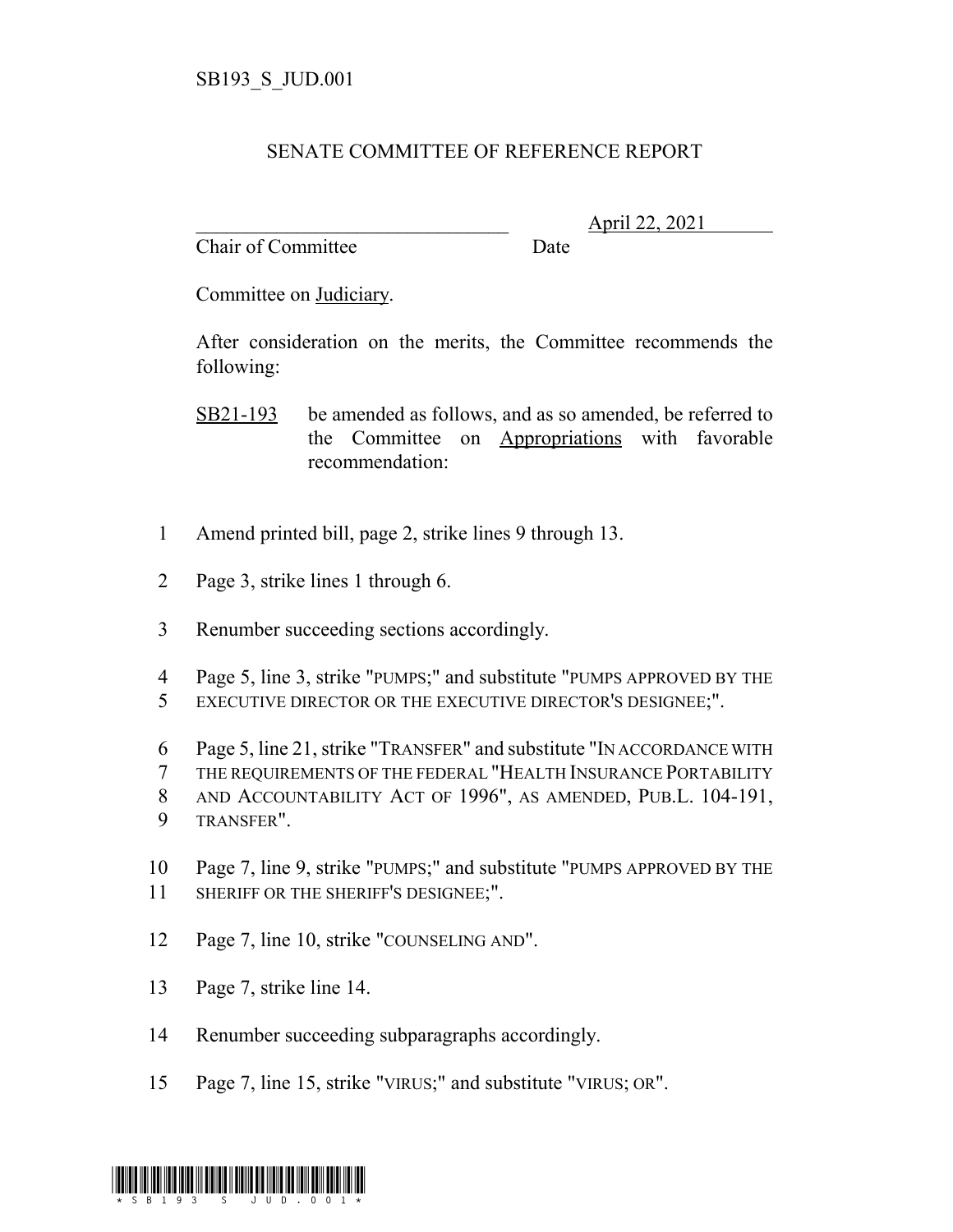SB193_S_JUD.001

# SENATE COMMITTEE OF REFERENCE REPORT

________________________________ April 22, 2021
Chair of Committee Date

Committee on Judiciary.

After consideration on the merits, the Committee recommends the following:

SB21-193 be amended as follows, and as so amended, be referred to the Committee on Appropriations with favorable recommendation:

1 Amend printed bill, page 2, strike lines 9 through 13.

2 Page 3, strike lines 1 through 6.

3 Renumber succeeding sections accordingly.

4 Page 5, line 3, strike "PUMPS;" and substitute "PUMPS APPROVED BY THE
5 EXECUTIVE DIRECTOR OR THE EXECUTIVE DIRECTOR'S DESIGNEE;".

6 Page 5, line 21, strike "TRANSFER" and substitute "IN ACCORDANCE WITH
7 THE REQUIREMENTS OF THE FEDERAL "HEALTH INSURANCE PORTABILITY
8 AND ACCOUNTABILITY ACT OF 1996", AS AMENDED, PUB.L. 104-191,
9 TRANSFER".

10 Page 7, line 9, strike "PUMPS;" and substitute "PUMPS APPROVED BY THE
11 SHERIFF OR THE SHERIFF'S DESIGNEE;".

12 Page 7, line 10, strike "COUNSELING AND".

13 Page 7, strike line 14.

14 Renumber succeeding subparagraphs accordingly.

15 Page 7, line 15, strike "VIRUS;" and substitute "VIRUS; OR".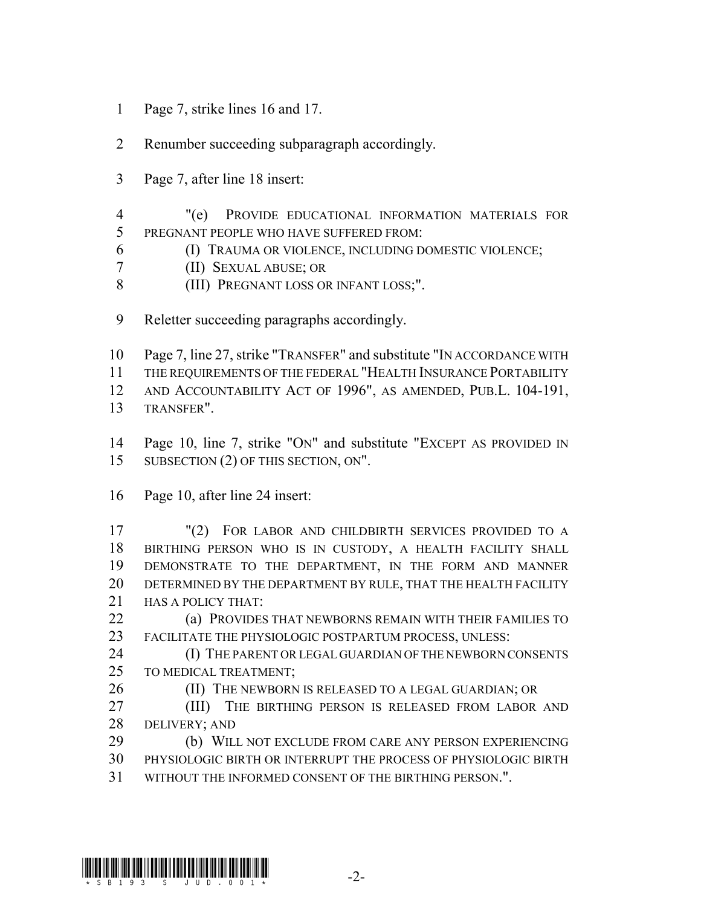1 Page 7, strike lines 16 and 17.

2 Renumber succeeding subparagraph accordingly.

3 Page 7, after line 18 insert:

4 "(e) PROVIDE EDUCATIONAL INFORMATION MATERIALS FOR
5 PREGNANT PEOPLE WHO HAVE SUFFERED FROM:
6 (I) TRAUMA OR VIOLENCE, INCLUDING DOMESTIC VIOLENCE;
7 (II) SEXUAL ABUSE; OR
8 (III) PREGNANT LOSS OR INFANT LOSS;".

9 Reletter succeeding paragraphs accordingly.

10 Page 7, line 27, strike "TRANSFER" and substitute "IN ACCORDANCE WITH
11 THE REQUIREMENTS OF THE FEDERAL "HEALTH INSURANCE PORTABILITY
12 AND ACCOUNTABILITY ACT OF 1996", AS AMENDED, PUB.L. 104-191,
13 TRANSFER".

14 Page 10, line 7, strike "ON" and substitute "EXCEPT AS PROVIDED IN
15 SUBSECTION (2) OF THIS SECTION, ON".

16 Page 10, after line 24 insert:

17 "(2) FOR LABOR AND CHILDBIRTH SERVICES PROVIDED TO A
18 BIRTHING PERSON WHO IS IN CUSTODY, A HEALTH FACILITY SHALL
19 DEMONSTRATE TO THE DEPARTMENT, IN THE FORM AND MANNER
20 DETERMINED BY THE DEPARTMENT BY RULE, THAT THE HEALTH FACILITY
21 HAS A POLICY THAT:
22 (a) PROVIDES THAT NEWBORNS REMAIN WITH THEIR FAMILIES TO
23 FACILITATE THE PHYSIOLOGIC POSTPARTUM PROCESS, UNLESS:
24 (I) THE PARENT OR LEGAL GUARDIAN OF THE NEWBORN CONSENTS
25 TO MEDICAL TREATMENT;
26 (II) THE NEWBORN IS RELEASED TO A LEGAL GUARDIAN; OR
27 (III) THE BIRTHING PERSON IS RELEASED FROM LABOR AND
28 DELIVERY; AND
29 (b) WILL NOT EXCLUDE FROM CARE ANY PERSON EXPERIENCING
30 PHYSIOLOGIC BIRTH OR INTERRUPT THE PROCESS OF PHYSIOLOGIC BIRTH
31 WITHOUT THE INFORMED CONSENT OF THE BIRTHING PERSON.".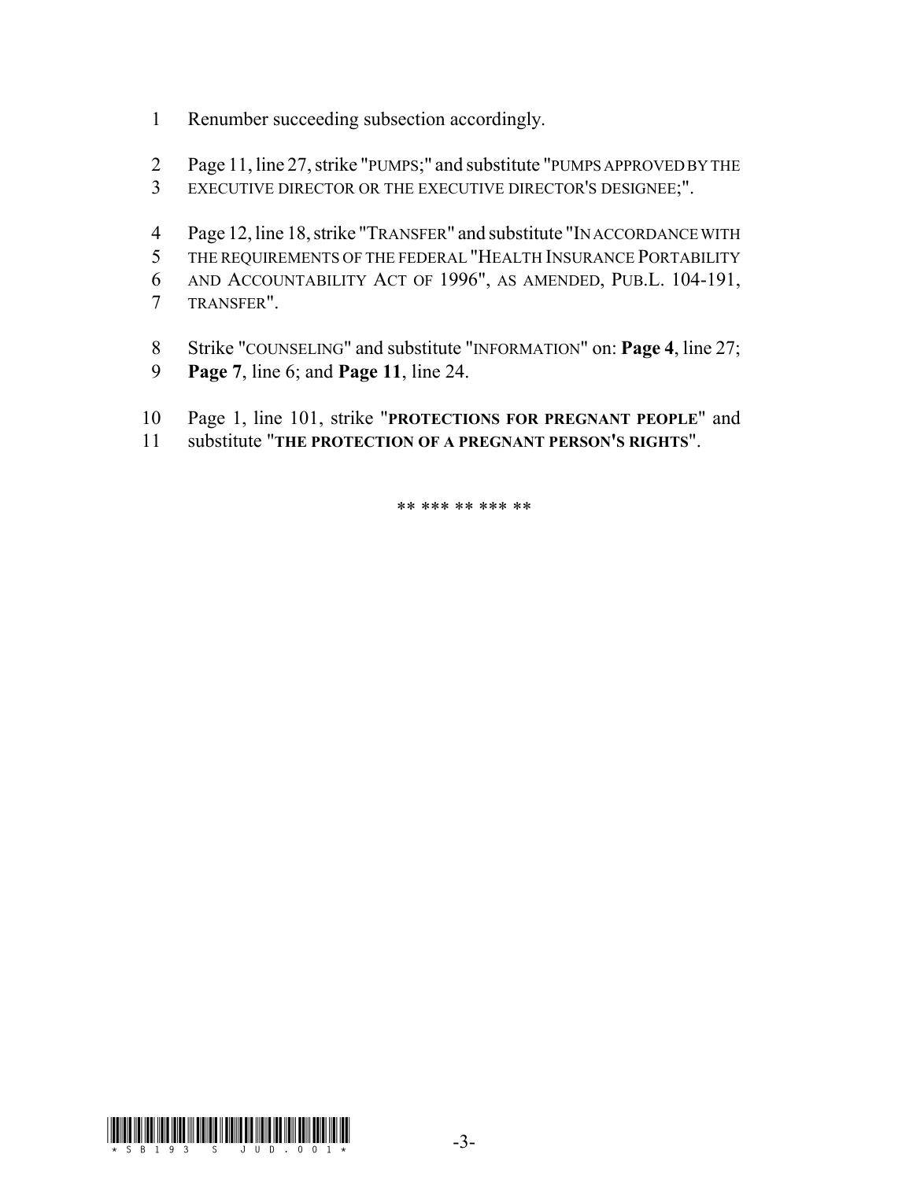1 Renumber succeeding subsection accordingly.

2 Page 11, line 27, strike "PUMPS;" and substitute "PUMPS APPROVED BY THE
3 EXECUTIVE DIRECTOR OR THE EXECUTIVE DIRECTOR'S DESIGNEE;".

4 Page 12, line 18, strike "TRANSFER" and substitute "IN ACCORDANCE WITH
5 THE REQUIREMENTS OF THE FEDERAL "HEALTH INSURANCE PORTABILITY
6 AND ACCOUNTABILITY ACT OF 1996", AS AMENDED, PUB.L. 104-191,
7 TRANSFER".

8 Strike "COUNSELING" and substitute "INFORMATION" on: **Page 4**, line 27;
9 **Page 7**, line 6; and **Page 11**, line 24.

10 Page 1, line 101, strike "**PROTECTIONS FOR PREGNANT PEOPLE**" and
11 substitute "**THE PROTECTION OF A PREGNANT PERSON'S RIGHTS**".

** *** ** *** **

*SB193 S JUD.001*